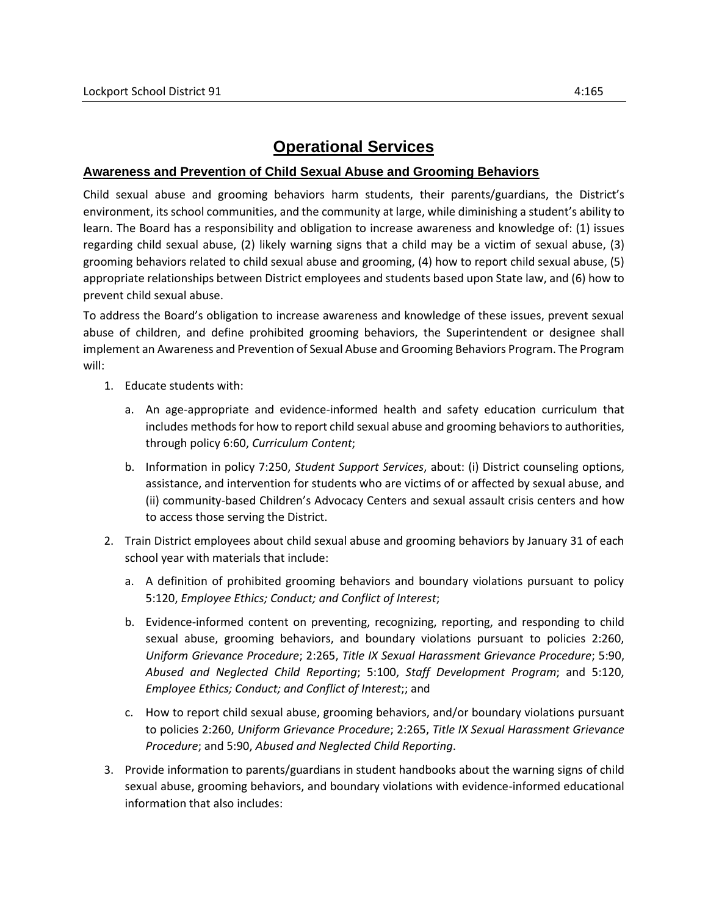# Operational Services

## Awareness and Prevention of Child Sexual Abuse and Grooming Behaviors

Child sexual abuse and grooming behaviors harm students, their parents/guardians, the District's environment, its school communities, and the community at large, while diminishing a student's ability to learn. The Board has a responsibility and obligation to increase awareness and knowledge of: (1) issues regarding child sexual abuse, (2) likely warning signs that a child may be a victim of sexual abuse, (3) grooming behaviors related to child sexual abuse and grooming, (4) how to report child sexual abuse, (5) appropriate relationships between District employees and students based upon State law, and (6) how to prevent child sexual abuse.

To address the Board's obligation to increase awareness and knowledge of these issues, prevent sexual abuse of children, and define prohibited grooming behaviors, the Superintendent or designee shall implement an Awareness and Prevention of Sexual Abuse and Grooming Behaviors Program. The Program will:

1. Educate students with:
   a. An age-appropriate and evidence-informed health and safety education curriculum that includes methods for how to report child sexual abuse and grooming behaviors to authorities, through policy 6:60, *Curriculum Content*;
   b. Information in policy 7:250, *Student Support Services*, about: (i) District counseling options, assistance, and intervention for students who are victims of or affected by sexual abuse, and (ii) community-based Children's Advocacy Centers and sexual assault crisis centers and how to access those serving the District.
2. Train District employees about child sexual abuse and grooming behaviors by January 31 of each school year with materials that include:
   a. A definition of prohibited grooming behaviors and boundary violations pursuant to policy 5:120, *Employee Ethics; Conduct; and Conflict of Interest*;
   b. Evidence-informed content on preventing, recognizing, reporting, and responding to child sexual abuse, grooming behaviors, and boundary violations pursuant to policies 2:260, *Uniform Grievance Procedure*; 2:265, *Title IX Sexual Harassment Grievance Procedure*; 5:90, *Abused and Neglected Child Reporting*; 5:100, *Staff Development Program*; and 5:120, *Employee Ethics; Conduct; and Conflict of Interest*;; and
   c. How to report child sexual abuse, grooming behaviors, and/or boundary violations pursuant to policies 2:260, *Uniform Grievance Procedure*; 2:265, *Title IX Sexual Harassment Grievance Procedure*; and 5:90, *Abused and Neglected Child Reporting*.
3. Provide information to parents/guardians in student handbooks about the warning signs of child sexual abuse, grooming behaviors, and boundary violations with evidence-informed educational information that also includes: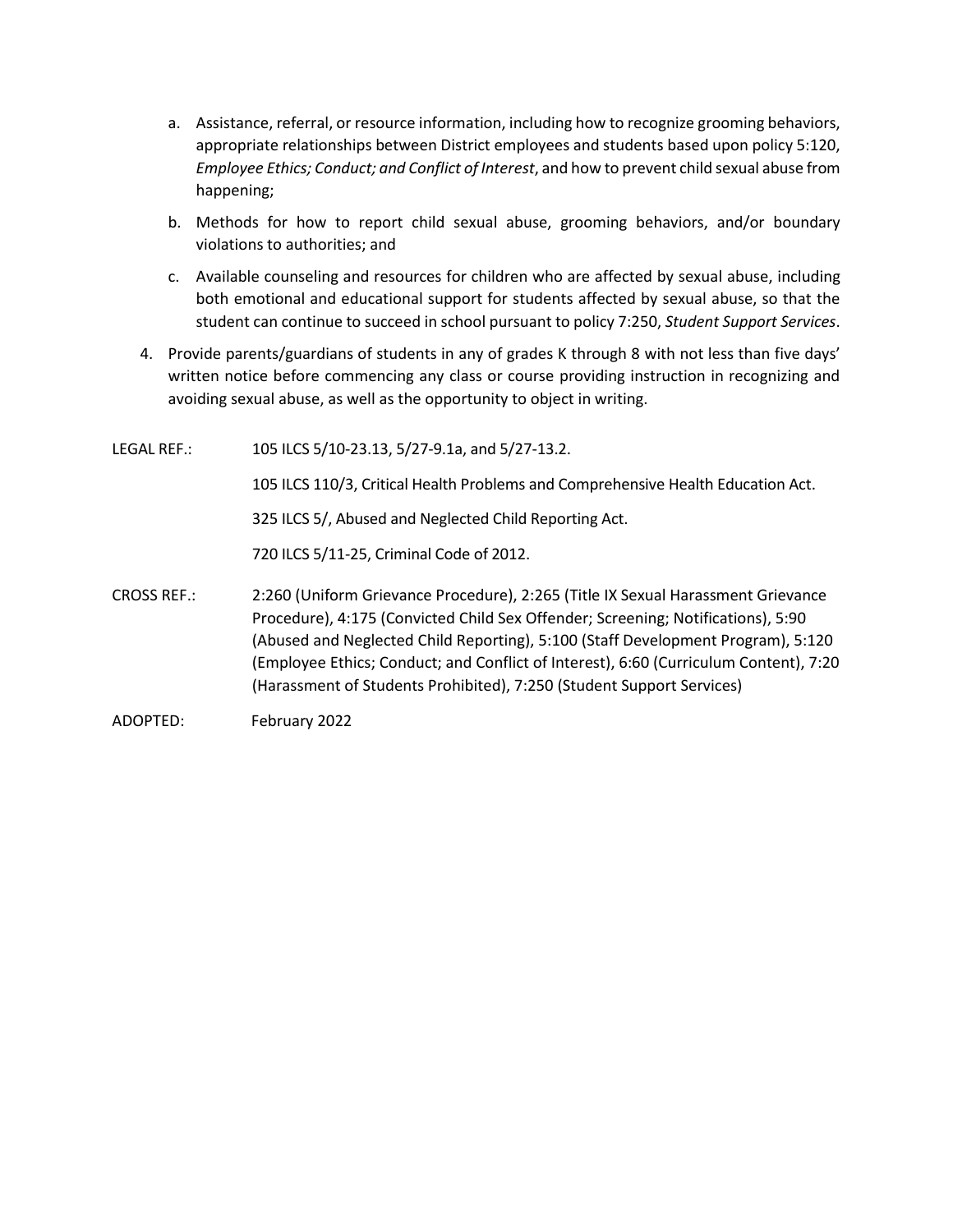a. Assistance, referral, or resource information, including how to recognize grooming behaviors, appropriate relationships between District employees and students based upon policy 5:120, *Employee Ethics; Conduct; and Conflict of Interest*, and how to prevent child sexual abuse from happening;

   b. Methods for how to report child sexual abuse, grooming behaviors, and/or boundary violations to authorities; and

   c. Available counseling and resources for children who are affected by sexual abuse, including both emotional and educational support for students affected by sexual abuse, so that the student can continue to succeed in school pursuant to policy 7:250, *Student Support Services*.

4. Provide parents/guardians of students in any of grades K through 8 with not less than five days' written notice before commencing any class or course providing instruction in recognizing and avoiding sexual abuse, as well as the opportunity to object in writing.

LEGAL REF.: 105 ILCS 5/10-23.13, 5/27-9.1a, and 5/27-13.2.

105 ILCS 110/3, Critical Health Problems and Comprehensive Health Education Act.

325 ILCS 5/, Abused and Neglected Child Reporting Act.

720 ILCS 5/11-25, Criminal Code of 2012.

CROSS REF.: 2:260 (Uniform Grievance Procedure), 2:265 (Title IX Sexual Harassment Grievance Procedure), 4:175 (Convicted Child Sex Offender; Screening; Notifications), 5:90 (Abused and Neglected Child Reporting), 5:100 (Staff Development Program), 5:120 (Employee Ethics; Conduct; and Conflict of Interest), 6:60 (Curriculum Content), 7:20 (Harassment of Students Prohibited), 7:250 (Student Support Services)

ADOPTED: February 2022